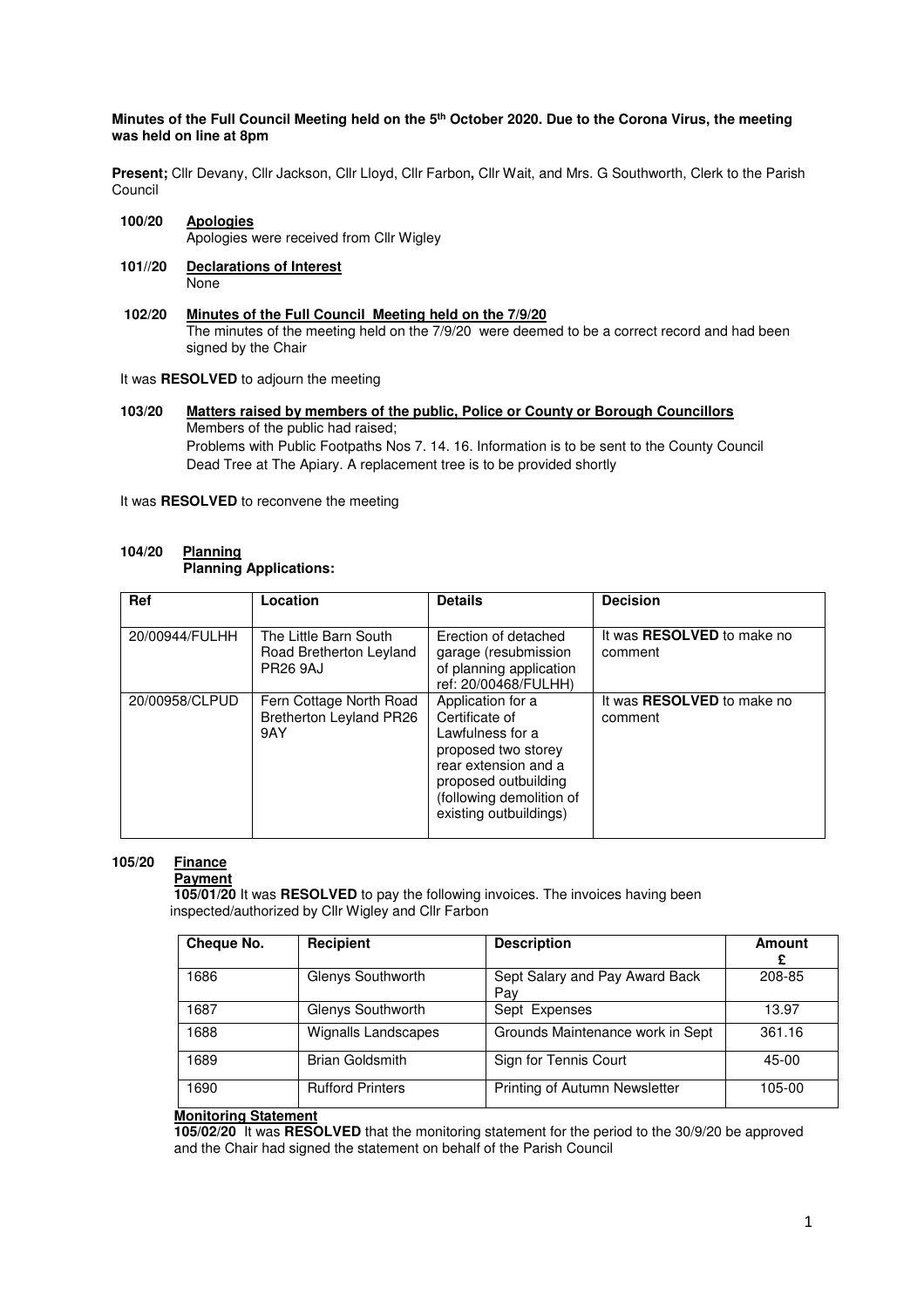**Minutes of the Full Council Meeting held on the 5th October 2020. Due to the Corona Virus, the meeting was held on line at 8pm**

**Present;** Cllr Devany, Cllr Jackson, Cllr Lloyd, Cllr Farbon**,** Cllr Wait, and Mrs. G Southworth, Clerk to the Parish Council

**100/20** **Apologies**
Apologies were received from Cllr Wigley

**101//20** **Declarations of Interest**
None

**102/20** **Minutes of the Full Council Meeting held on the 7/9/20**
The minutes of the meeting held on the 7/9/20 were deemed to be a correct record and had been signed by the Chair

It was **RESOLVED** to adjourn the meeting

**103/20** **Matters raised by members of the public, Police or County or Borough Councillors**
Members of the public had raised;
Problems with Public Footpaths Nos 7. 14. 16. Information is to be sent to the County Council
Dead Tree at The Apiary. A replacement tree is to be provided shortly

It was **RESOLVED** to reconvene the meeting

**104/20** **Planning**
**Planning Applications:**

| Ref | Location | Details | Decision |
|---|---|---|---|
| 20/00944/FULHH | The Little Barn South Road Bretherton Leyland PR26 9AJ | Erection of detached garage (resubmission of planning application ref: 20/00468/FULHH) | It was **RESOLVED** to make no comment |
| 20/00958/CLPUD | Fern Cottage North Road Bretherton Leyland PR26 9AY | Application for a Certificate of Lawfulness for a proposed two storey rear extension and a proposed outbuilding (following demolition of existing outbuildings) | It was **RESOLVED** to make no comment |

**105/20** **Finance**

**Payment**

**105/01/20** It was **RESOLVED** to pay the following invoices. The invoices having been inspected/authorized by Cllr Wigley and Cllr Farbon

| Cheque No. | Recipient | Description | Amount £ |
|---|---|---|---|
| 1686 | Glenys Southworth | Sept Salary and Pay Award Back Pay | 208-85 |
| 1687 | Glenys Southworth | Sept Expenses | 13.97 |
| 1688 | Wignalls Landscapes | Grounds Maintenance work in Sept | 361.16 |
| 1689 | Brian Goldsmith | Sign for Tennis Court | 45-00 |
| 1690 | Rufford Printers | Printing of Autumn Newsletter | 105-00 |

**Monitoring Statement**

**105/02/20** It was **RESOLVED** that the monitoring statement for the period to the 30/9/20 be approved and the Chair had signed the statement on behalf of the Parish Council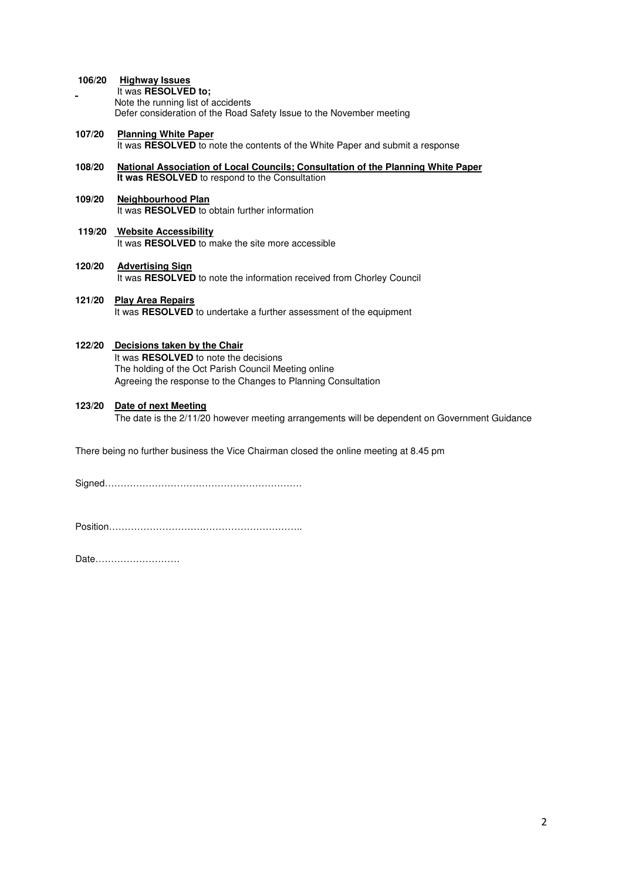**106/20 Highway Issues**

It was **RESOLVED to;**
Note the running list of accidents
Defer consideration of the Road Safety Issue to the November meeting

**107/20 Planning White Paper**

It was **RESOLVED** to note the contents of the White Paper and submit a response

**108/20 National Association of Local Councils; Consultation of the Planning White Paper**

**It was RESOLVED** to respond to the Consultation

**109/20 Neighbourhood Plan**

It was **RESOLVED** to obtain further information

**119/20 Website Accessibility**

It was **RESOLVED** to make the site more accessible

**120/20 Advertising Sign**

It was **RESOLVED** to note the information received from Chorley Council

**121/20 Play Area Repairs**

It was **RESOLVED** to undertake a further assessment of the equipment

**122/20 Decisions taken by the Chair**

It was **RESOLVED** to note the decisions
The holding of the Oct Parish Council Meeting online
Agreeing the response to the Changes to Planning Consultation

**123/20 Date of next Meeting**

The date is the 2/11/20 however meeting arrangements will be dependent on Government Guidance

There being no further business the Vice Chairman closed the online meeting at 8.45 pm

Signed……………………………………………………

Position……………………………………………………..

Date………………………